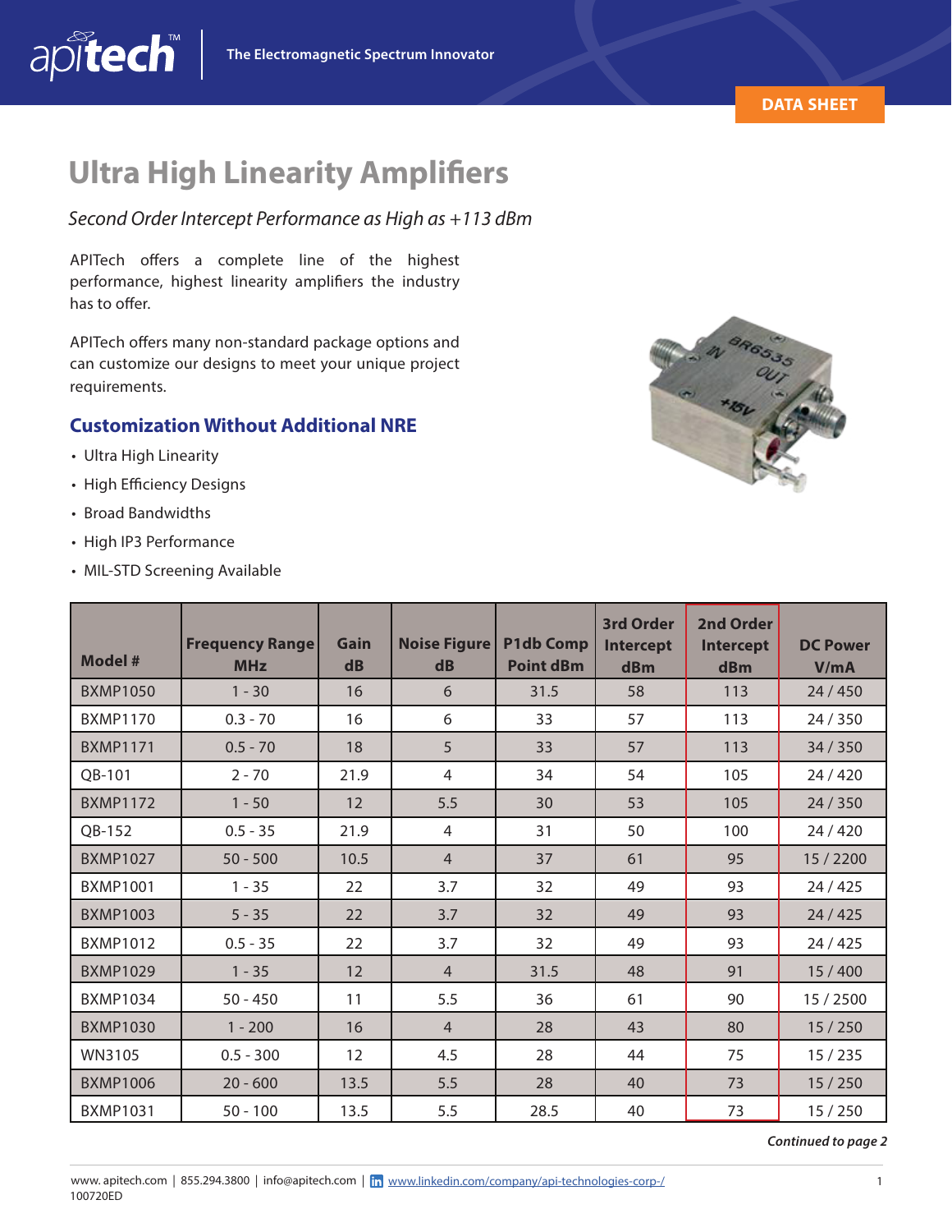# Ultra High Linearity Amplifiers

*Second Order Intercept Performance as High as +113 dBm*

APITech offers a complete line of the highest performance, highest linearity amplifiers the industry has to offer.

APITech offers many non-standard package options and can customize our designs to meet your unique project requirements.

## Customization Without Additional NRE

- Ultra High Linearity
- High Efficiency Designs
- Broad Bandwidths
- High IP3 Performance
- MIL-STD Screening Available

| Model # | Frequency Range MHz | Gain dB | Noise Figure dB | P1db Comp Point dBm | 3rd Order Intercept dBm | 2nd Order Intercept dBm | DC Power V/mA |
|---|---|---|---|---|---|---|---|
| BXMP1050 | 1 - 30 | 16 | 6 | 31.5 | 58 | 113 | 24 / 450 |
| BXMP1170 | 0.3 - 70 | 16 | 6 | 33 | 57 | 113 | 24 / 350 |
| BXMP1171 | 0.5 - 70 | 18 | 5 | 33 | 57 | 113 | 34 / 350 |
| QB-101 | 2 - 70 | 21.9 | 4 | 34 | 54 | 105 | 24 / 420 |
| BXMP1172 | 1 - 50 | 12 | 5.5 | 30 | 53 | 105 | 24 / 350 |
| QB-152 | 0.5 - 35 | 21.9 | 4 | 31 | 50 | 100 | 24 / 420 |
| BXMP1027 | 50 - 500 | 10.5 | 4 | 37 | 61 | 95 | 15 / 2200 |
| BXMP1001 | 1 - 35 | 22 | 3.7 | 32 | 49 | 93 | 24 / 425 |
| BXMP1003 | 5 - 35 | 22 | 3.7 | 32 | 49 | 93 | 24 / 425 |
| BXMP1012 | 0.5 - 35 | 22 | 3.7 | 32 | 49 | 93 | 24 / 425 |
| BXMP1029 | 1 - 35 | 12 | 4 | 31.5 | 48 | 91 | 15 / 400 |
| BXMP1034 | 50 - 450 | 11 | 5.5 | 36 | 61 | 90 | 15 / 2500 |
| BXMP1030 | 1 - 200 | 16 | 4 | 28 | 43 | 80 | 15 / 250 |
| WN3105 | 0.5 - 300 | 12 | 4.5 | 28 | 44 | 75 | 15 / 235 |
| BXMP1006 | 20 - 600 | 13.5 | 5.5 | 28 | 40 | 73 | 15 / 250 |
| BXMP1031 | 50 - 100 | 13.5 | 5.5 | 28.5 | 40 | 73 | 15 / 250 |

***Continued to page 2***

www. apitech.com | 855.294.3800 | info@apitech.com | www.linkedin.com/company/api-technologies-corp-/
100720ED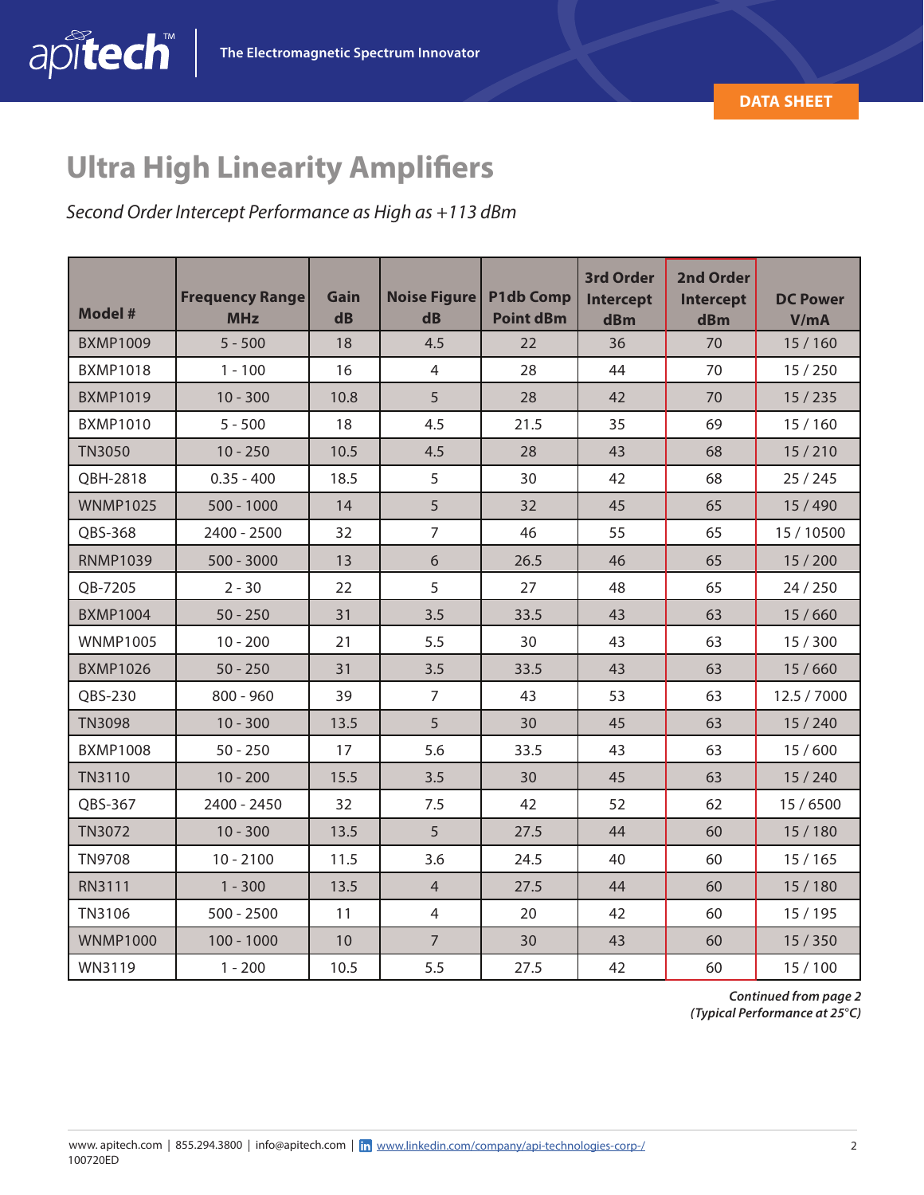# Ultra High Linearity Amplifiers

*Second Order Intercept Performance as High as +113 dBm*

| Model # | Frequency Range MHz | Gain dB | Noise Figure dB | P1db Comp Point dBm | 3rd Order Intercept dBm | 2nd Order Intercept dBm | DC Power V/mA |
|---|---|---|---|---|---|---|---|
| BXMP1009 | 5 - 500 | 18 | 4.5 | 22 | 36 | 70 | 15 / 160 |
| BXMP1018 | 1 - 100 | 16 | 4 | 28 | 44 | 70 | 15 / 250 |
| BXMP1019 | 10 - 300 | 10.8 | 5 | 28 | 42 | 70 | 15 / 235 |
| BXMP1010 | 5 - 500 | 18 | 4.5 | 21.5 | 35 | 69 | 15 / 160 |
| TN3050 | 10 - 250 | 10.5 | 4.5 | 28 | 43 | 68 | 15 / 210 |
| QBH-2818 | 0.35 - 400 | 18.5 | 5 | 30 | 42 | 68 | 25 / 245 |
| WNMP1025 | 500 - 1000 | 14 | 5 | 32 | 45 | 65 | 15 / 490 |
| QBS-368 | 2400 - 2500 | 32 | 7 | 46 | 55 | 65 | 15 / 10500 |
| RNMP1039 | 500 - 3000 | 13 | 6 | 26.5 | 46 | 65 | 15 / 200 |
| QB-7205 | 2 - 30 | 22 | 5 | 27 | 48 | 65 | 24 / 250 |
| BXMP1004 | 50 - 250 | 31 | 3.5 | 33.5 | 43 | 63 | 15 / 660 |
| WNMP1005 | 10 - 200 | 21 | 5.5 | 30 | 43 | 63 | 15 / 300 |
| BXMP1026 | 50 - 250 | 31 | 3.5 | 33.5 | 43 | 63 | 15 / 660 |
| QBS-230 | 800 - 960 | 39 | 7 | 43 | 53 | 63 | 12.5 / 7000 |
| TN3098 | 10 - 300 | 13.5 | 5 | 30 | 45 | 63 | 15 / 240 |
| BXMP1008 | 50 - 250 | 17 | 5.6 | 33.5 | 43 | 63 | 15 / 600 |
| TN3110 | 10 - 200 | 15.5 | 3.5 | 30 | 45 | 63 | 15 / 240 |
| QBS-367 | 2400 - 2450 | 32 | 7.5 | 42 | 52 | 62 | 15 / 6500 |
| TN3072 | 10 - 300 | 13.5 | 5 | 27.5 | 44 | 60 | 15 / 180 |
| TN9708 | 10 - 2100 | 11.5 | 3.6 | 24.5 | 40 | 60 | 15 / 165 |
| RN3111 | 1 - 300 | 13.5 | 4 | 27.5 | 44 | 60 | 15 / 180 |
| TN3106 | 500 - 2500 | 11 | 4 | 20 | 42 | 60 | 15 / 195 |
| WNMP1000 | 100 - 1000 | 10 | 7 | 30 | 43 | 60 | 15 / 350 |
| WN3119 | 1 - 200 | 10.5 | 5.5 | 27.5 | 42 | 60 | 15 / 100 |

*Continued from page 2*
*(Typical Performance at 25°C)*

www.apitech.com | 855.294.3800 | info@apitech.com | www.linkedin.com/company/api-technologies-corp-/
100720ED